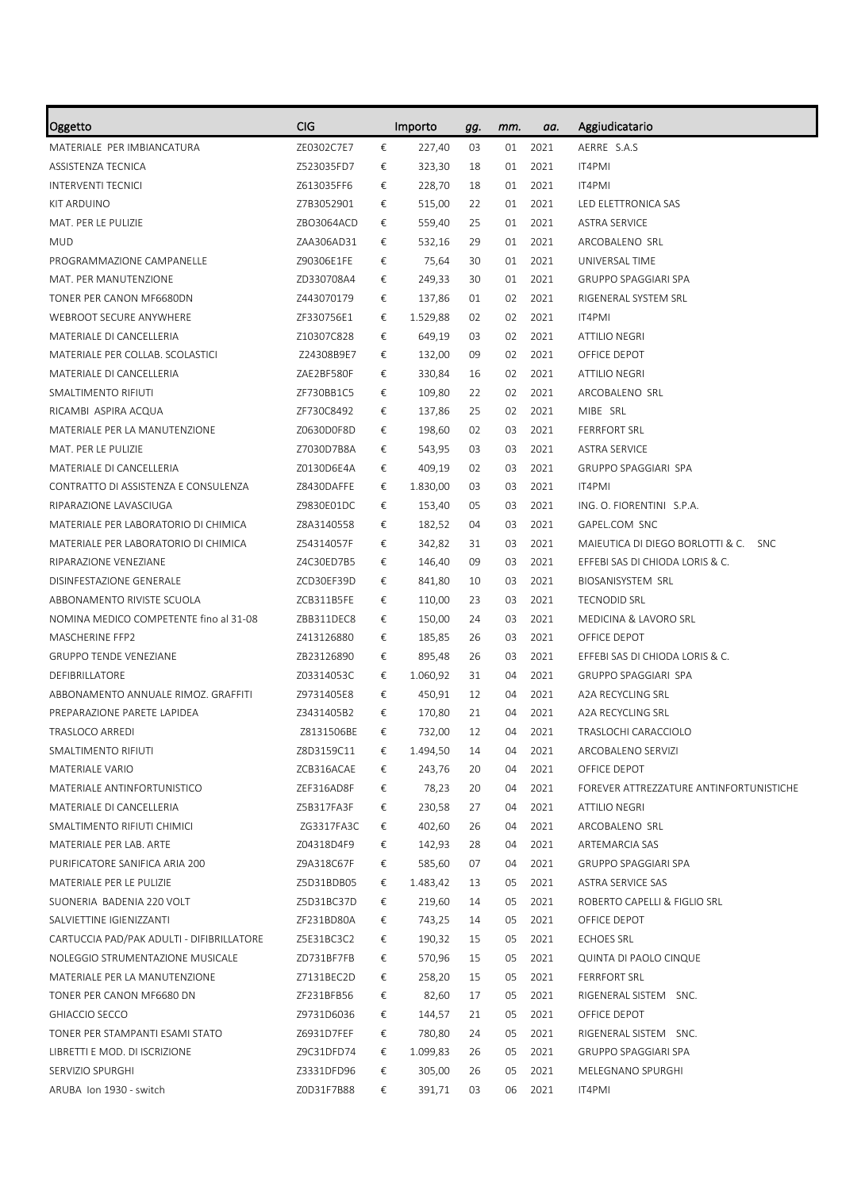| Oggetto | CIG | | Importo | gg. | mm. | aa. | Aggiudicatario |
|---|---|---|---|---|---|---|---|
| MATERIALE PER IMBIANCATURA | ZE0302C7E7 | € | 227,40 | 03 | 01 | 2021 | AERRE S.A.S |
| ASSISTENZA TECNICA | Z523035FD7 | € | 323,30 | 18 | 01 | 2021 | IT4PMI |
| INTERVENTI TECNICI | Z613035FF6 | € | 228,70 | 18 | 01 | 2021 | IT4PMI |
| KIT ARDUINO | Z7B3052901 | € | 515,00 | 22 | 01 | 2021 | LED ELETTRONICA SAS |
| MAT. PER LE PULIZIE | ZBO3064ACD | € | 559,40 | 25 | 01 | 2021 | ASTRA SERVICE |
| MUD | ZAA306AD31 | € | 532,16 | 29 | 01 | 2021 | ARCOBALENO SRL |
| PROGRAMMAZIONE CAMPANELLE | Z90306E1FE | € | 75,64 | 30 | 01 | 2021 | UNIVERSAL TIME |
| MAT. PER MANUTENZIONE | ZD330708A4 | € | 249,33 | 30 | 01 | 2021 | GRUPPO SPAGGIARI SPA |
| TONER PER CANON MF6680DN | Z443070179 | € | 137,86 | 01 | 02 | 2021 | RIGENERAL SYSTEM SRL |
| WEBROOT SECURE ANYWHERE | ZF330756E1 | € | 1.529,88 | 02 | 02 | 2021 | IT4PMI |
| MATERIALE DI CANCELLERIA | Z10307C828 | € | 649,19 | 03 | 02 | 2021 | ATTILIO NEGRI |
| MATERIALE PER COLLAB. SCOLASTICI | Z24308B9E7 | € | 132,00 | 09 | 02 | 2021 | OFFICE DEPOT |
| MATERIALE DI CANCELLERIA | ZAE2BF580F | € | 330,84 | 16 | 02 | 2021 | ATTILIO NEGRI |
| SMALTIMENTO RIFIUTI | ZF730BB1C5 | € | 109,80 | 22 | 02 | 2021 | ARCOBALENO SRL |
| RICAMBI ASPIRA ACQUA | ZF730C8492 | € | 137,86 | 25 | 02 | 2021 | MIBE SRL |
| MATERIALE PER LA MANUTENZIONE | Z0630D0F8D | € | 198,60 | 02 | 03 | 2021 | FERRFORT SRL |
| MAT. PER LE PULIZIE | Z7030D7B8A | € | 543,95 | 03 | 03 | 2021 | ASTRA SERVICE |
| MATERIALE DI CANCELLERIA | Z0130D6E4A | € | 409,19 | 02 | 03 | 2021 | GRUPPO SPAGGIARI SPA |
| CONTRATTO DI ASSISTENZA E CONSULENZA | Z8430DAFFE | € | 1.830,00 | 03 | 03 | 2021 | IT4PMI |
| RIPARAZIONE LAVASCIUGA | Z9830E01DC | € | 153,40 | 05 | 03 | 2021 | ING. O. FIORENTINI S.P.A. |
| MATERIALE PER LABORATORIO DI CHIMICA | Z8A3140558 | € | 182,52 | 04 | 03 | 2021 | GAPEL.COM SNC |
| MATERIALE PER LABORATORIO DI CHIMICA | Z54314057F | € | 342,82 | 31 | 03 | 2021 | MAIEUTICA DI DIEGO BORLOTTI & C. SNC |
| RIPARAZIONE VENEZIANE | Z4C30ED7B5 | € | 146,40 | 09 | 03 | 2021 | EFFEBI SAS DI CHIODA LORIS & C. |
| DISINFESTAZIONE GENERALE | ZCD30EF39D | € | 841,80 | 10 | 03 | 2021 | BIOSANISYSTEM SRL |
| ABBONAMENTO RIVISTE SCUOLA | ZCB311B5FE | € | 110,00 | 23 | 03 | 2021 | TECNODID SRL |
| NOMINA MEDICO COMPETENTE fino al 31-08 | ZBB311DEC8 | € | 150,00 | 24 | 03 | 2021 | MEDICINA & LAVORO SRL |
| MASCHERINE FFP2 | Z413126880 | € | 185,85 | 26 | 03 | 2021 | OFFICE DEPOT |
| GRUPPO TENDE VENEZIANE | ZB23126890 | € | 895,48 | 26 | 03 | 2021 | EFFEBI SAS DI CHIODA LORIS & C. |
| DEFIBRILLATORE | Z03314053C | € | 1.060,92 | 31 | 04 | 2021 | GRUPPO SPAGGIARI SPA |
| ABBONAMENTO ANNUALE RIMOZ. GRAFFITI | Z9731405E8 | € | 450,91 | 12 | 04 | 2021 | A2A RECYCLING SRL |
| PREPARAZIONE PARETE LAPIDEA | Z3431405B2 | € | 170,80 | 21 | 04 | 2021 | A2A RECYCLING SRL |
| TRASLOCO ARREDI | Z8131506BE | € | 732,00 | 12 | 04 | 2021 | TRASLOCHI CARACCIOLO |
| SMALTIMENTO RIFIUTI | Z8D3159C11 | € | 1.494,50 | 14 | 04 | 2021 | ARCOBALENO SERVIZI |
| MATERIALE VARIO | ZCB316ACAE | € | 243,76 | 20 | 04 | 2021 | OFFICE DEPOT |
| MATERIALE ANTINFORTUNISTICO | ZEF316AD8F | € | 78,23 | 20 | 04 | 2021 | FOREVER ATTREZZATURE ANTINFORTUNISTICHE |
| MATERIALE DI CANCELLERIA | Z5B317FA3F | € | 230,58 | 27 | 04 | 2021 | ATTILIO NEGRI |
| SMALTIMENTO RIFIUTI CHIMICI | ZG3317FA3C | € | 402,60 | 26 | 04 | 2021 | ARCOBALENO SRL |
| MATERIALE PER LAB. ARTE | Z04318D4F9 | € | 142,93 | 28 | 04 | 2021 | ARTEMARCIA SAS |
| PURIFICATORE SANIFICA ARIA 200 | Z9A318C67F | € | 585,60 | 07 | 04 | 2021 | GRUPPO SPAGGIARI SPA |
| MATERIALE PER LE PULIZIE | Z5D31BDB05 | € | 1.483,42 | 13 | 05 | 2021 | ASTRA SERVICE SAS |
| SUONERIA BADENIA 220 VOLT | Z5D31BC37D | € | 219,60 | 14 | 05 | 2021 | ROBERTO CAPELLI & FIGLIO SRL |
| SALVIETTINE IGIENIZZANTI | ZF231BD80A | € | 743,25 | 14 | 05 | 2021 | OFFICE DEPOT |
| CARTUCCIA PAD/PAK ADULTI - DIFIBRILLATORE | Z5E31BC3C2 | € | 190,32 | 15 | 05 | 2021 | ECHOES SRL |
| NOLEGGIO STRUMENTAZIONE MUSICALE | ZD731BF7FB | € | 570,96 | 15 | 05 | 2021 | QUINTA DI PAOLO CINQUE |
| MATERIALE PER LA MANUTENZIONE | Z7131BEC2D | € | 258,20 | 15 | 05 | 2021 | FERRFORT SRL |
| TONER PER CANON MF6680 DN | ZF231BFB56 | € | 82,60 | 17 | 05 | 2021 | RIGENERAL SISTEM SNC. |
| GHIACCIO SECCO | Z9731D6036 | € | 144,57 | 21 | 05 | 2021 | OFFICE DEPOT |
| TONER PER STAMPANTI ESAMI STATO | Z6931D7FEF | € | 780,80 | 24 | 05 | 2021 | RIGENERAL SISTEM SNC. |
| LIBRETTI E MOD. DI ISCRIZIONE | Z9C31DFD74 | € | 1.099,83 | 26 | 05 | 2021 | GRUPPO SPAGGIARI SPA |
| SERVIZIO SPURGHI | Z3331DFD96 | € | 305,00 | 26 | 05 | 2021 | MELEGNANO SPURGHI |
| ARUBA Ion 1930 - switch | Z0D31F7B88 | € | 391,71 | 03 | 06 | 2021 | IT4PMI |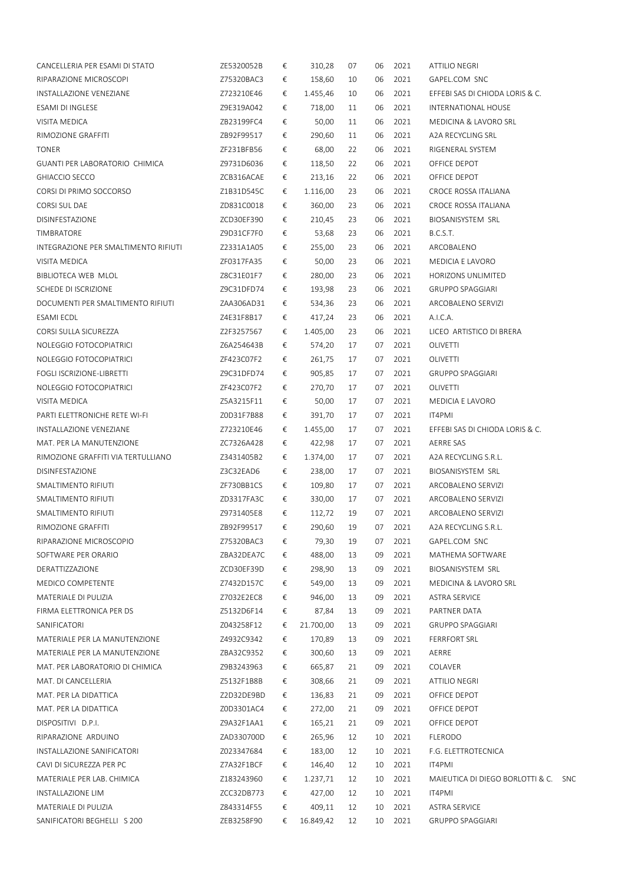| | | | | | | | |
|---|---|---|---|---|---|---|---|
| CANCELLERIA PER ESAMI DI STATO | ZE5320052B | € | 310,28 | 07 | 06 | 2021 | ATTILIO NEGRI |
| RIPARAZIONE MICROSCOPI | Z75320BAC3 | € | 158,60 | 10 | 06 | 2021 | GAPEL.COM SNC |
| INSTALLAZIONE VENEZIANE | Z723210E46 | € | 1.455,46 | 10 | 06 | 2021 | EFFEBI SAS DI CHIODA LORIS & C. |
| ESAMI DI INGLESE | Z9E319A042 | € | 718,00 | 11 | 06 | 2021 | INTERNATIONAL HOUSE |
| VISITA MEDICA | ZB23199FC4 | € | 50,00 | 11 | 06 | 2021 | MEDICINA & LAVORO SRL |
| RIMOZIONE GRAFFITI | ZB92F99517 | € | 290,60 | 11 | 06 | 2021 | A2A RECYCLING SRL |
| TONER | ZF231BFB56 | € | 68,00 | 22 | 06 | 2021 | RIGENERAL SYSTEM |
| GUANTI PER LABORATORIO CHIMICA | Z9731D6036 | € | 118,50 | 22 | 06 | 2021 | OFFICE DEPOT |
| GHIACCIO SECCO | ZCB316ACAE | € | 213,16 | 22 | 06 | 2021 | OFFICE DEPOT |
| CORSI DI PRIMO SOCCORSO | Z1B31D545C | € | 1.116,00 | 23 | 06 | 2021 | CROCE ROSSA ITALIANA |
| CORSI SUL DAE | ZD831C0018 | € | 360,00 | 23 | 06 | 2021 | CROCE ROSSA ITALIANA |
| DISINFESTAZIONE | ZCD30EF390 | € | 210,45 | 23 | 06 | 2021 | BIOSANISYSTEM SRL |
| TIMBRATORE | Z9D31CF7F0 | € | 53,68 | 23 | 06 | 2021 | B.C.S.T. |
| INTEGRAZIONE PER SMALTIMENTO RIFIUTI | Z2331A1A05 | € | 255,00 | 23 | 06 | 2021 | ARCOBALENO |
| VISITA MEDICA | ZF0317FA35 | € | 50,00 | 23 | 06 | 2021 | MEDICIA E LAVORO |
| BIBLIOTECA WEB MLOL | Z8C31E01F7 | € | 280,00 | 23 | 06 | 2021 | HORIZONS UNLIMITED |
| SCHEDE DI ISCRIZIONE | Z9C31DFD74 | € | 193,98 | 23 | 06 | 2021 | GRUPPO SPAGGIARI |
| DOCUMENTI PER SMALTIMENTO RIFIUTI | ZAA306AD31 | € | 534,36 | 23 | 06 | 2021 | ARCOBALENO SERVIZI |
| ESAMI ECDL | Z4E31F8B17 | € | 417,24 | 23 | 06 | 2021 | A.I.C.A. |
| CORSI SULLA SICUREZZA | Z2F3257567 | € | 1.405,00 | 23 | 06 | 2021 | LICEO ARTISTICO DI BRERA |
| NOLEGGIO FOTOCOPIATRICI | Z6A254643B | € | 574,20 | 17 | 07 | 2021 | OLIVETTI |
| NOLEGGIO FOTOCOPIATRICI | ZF423C07F2 | € | 261,75 | 17 | 07 | 2021 | OLIVETTI |
| FOGLI ISCRIZIONE-LIBRETTI | Z9C31DFD74 | € | 905,85 | 17 | 07 | 2021 | GRUPPO SPAGGIARI |
| NOLEGGIO FOTOCOPIATRICI | ZF423C07F2 | € | 270,70 | 17 | 07 | 2021 | OLIVETTI |
| VISITA MEDICA | Z5A3215F11 | € | 50,00 | 17 | 07 | 2021 | MEDICIA E LAVORO |
| PARTI ELETTRONICHE RETE WI-FI | Z0D31F7B88 | € | 391,70 | 17 | 07 | 2021 | IT4PMI |
| INSTALLAZIONE VENEZIANE | Z723210E46 | € | 1.455,00 | 17 | 07 | 2021 | EFFEBI SAS DI CHIODA LORIS & C. |
| MAT. PER LA MANUTENZIONE | ZC7326A428 | € | 422,98 | 17 | 07 | 2021 | AERRE SAS |
| RIMOZIONE GRAFFITI VIA TERTULLIANO | Z3431405B2 | € | 1.374,00 | 17 | 07 | 2021 | A2A RECYCLING S.R.L. |
| DISINFESTAZIONE | Z3C32EAD6 | € | 238,00 | 17 | 07 | 2021 | BIOSANISYSTEM SRL |
| SMALTIMENTO RIFIUTI | ZF730BB1CS | € | 109,80 | 17 | 07 | 2021 | ARCOBALENO SERVIZI |
| SMALTIMENTO RIFIUTI | ZD3317FA3C | € | 330,00 | 17 | 07 | 2021 | ARCOBALENO SERVIZI |
| SMALTIMENTO RIFIUTI | Z9731405E8 | € | 112,72 | 19 | 07 | 2021 | ARCOBALENO SERVIZI |
| RIMOZIONE GRAFFITI | ZB92F99517 | € | 290,60 | 19 | 07 | 2021 | A2A RECYCLING S.R.L. |
| RIPARAZIONE MICROSCOPIO | Z75320BAC3 | € | 79,30 | 19 | 07 | 2021 | GAPEL.COM SNC |
| SOFTWARE PER ORARIO | ZBA32DEA7C | € | 488,00 | 13 | 09 | 2021 | MATHEMA SOFTWARE |
| DERATTIZZAZIONE | ZCD30EF39D | € | 298,90 | 13 | 09 | 2021 | BIOSANISYSTEM SRL |
| MEDICO COMPETENTE | Z7432D157C | € | 549,00 | 13 | 09 | 2021 | MEDICINA & LAVORO SRL |
| MATERIALE DI PULIZIA | Z7032E2EC8 | € | 946,00 | 13 | 09 | 2021 | ASTRA SERVICE |
| FIRMA ELETTRONICA PER DS | Z5132D6F14 | € | 87,84 | 13 | 09 | 2021 | PARTNER DATA |
| SANIFICATORI | Z043258F12 | € | 21.700,00 | 13 | 09 | 2021 | GRUPPO SPAGGIARI |
| MATERIALE PER LA MANUTENZIONE | Z4932C9342 | € | 170,89 | 13 | 09 | 2021 | FERRFORT SRL |
| MATERIALE PER LA MANUTENZIONE | ZBA32C9352 | € | 300,60 | 13 | 09 | 2021 | AERRE |
| MAT. PER LABORATORIO DI CHIMICA | Z9B3243963 | € | 665,87 | 21 | 09 | 2021 | COLAVER |
| MAT. DI CANCELLERIA | Z5132F1B8B | € | 308,66 | 21 | 09 | 2021 | ATTILIO NEGRI |
| MAT. PER LA DIDATTICA | Z2D32DE9BD | € | 136,83 | 21 | 09 | 2021 | OFFICE DEPOT |
| MAT. PER LA DIDATTICA | Z0D3301AC4 | € | 272,00 | 21 | 09 | 2021 | OFFICE DEPOT |
| DISPOSITIVI D.P.I. | Z9A32F1AA1 | € | 165,21 | 21 | 09 | 2021 | OFFICE DEPOT |
| RIPARAZIONE ARDUINO | ZAD330700D | € | 265,96 | 12 | 10 | 2021 | FLERODO |
| INSTALLAZIONE SANIFICATORI | Z023347684 | € | 183,00 | 12 | 10 | 2021 | F.G. ELETTROTECNICA |
| CAVI DI SICUREZZA PER PC | Z7A32F1BCF | € | 146,40 | 12 | 10 | 2021 | IT4PMI |
| MATERIALE PER LAB. CHIMICA | Z183243960 | € | 1.237,71 | 12 | 10 | 2021 | MAIEUTICA DI DIEGO BORLOTTI & C. SNC |
| INSTALLAZIONE LIM | ZCC32DB773 | € | 427,00 | 12 | 10 | 2021 | IT4PMI |
| MATERIALE DI PULIZIA | Z843314F55 | € | 409,11 | 12 | 10 | 2021 | ASTRA SERVICE |
| SANIFICATORI BEGHELLI S 200 | ZEB3258F90 | € | 16.849,42 | 12 | 10 | 2021 | GRUPPO SPAGGIARI |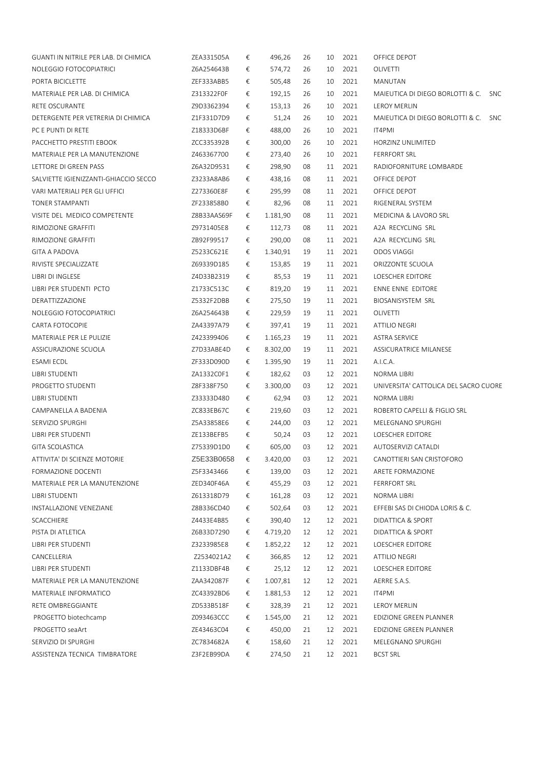| | | | | | | | |
|---|---|---|---|---|---|---|---|
| GUANTI IN NITRILE PER LAB. DI CHIMICA | ZEA331505A | € | 496,26 | 26 | 10 | 2021 | OFFICE DEPOT |
| NOLEGGIO FOTOCOPIATRICI | Z6A254643B | € | 574,72 | 26 | 10 | 2021 | OLIVETTI |
| PORTA BICICLETTE | ZEF333ABB5 | € | 505,48 | 26 | 10 | 2021 | MANUTAN |
| MATERIALE PER LAB. DI CHIMICA | Z313322F0F | € | 192,15 | 26 | 10 | 2021 | MAIEUTICA DI DIEGO BORLOTTI & C. SNC |
| RETE OSCURANTE | Z9D3362394 | € | 153,13 | 26 | 10 | 2021 | LEROY MERLIN |
| DETERGENTE PER VETRERIA DI CHIMICA | Z1F331D7D9 | € | 51,24 | 26 | 10 | 2021 | MAIEUTICA DI DIEGO BORLOTTI & C. SNC |
| PC E PUNTI DI RETE | Z18333D6BF | € | 488,00 | 26 | 10 | 2021 | IT4PMI |
| PACCHETTO PRESTITI EBOOK | ZCC335392B | € | 300,00 | 26 | 10 | 2021 | HORZINZ UNLIMITED |
| MATERIALE PER LA MANUTENZIONE | Z463367700 | € | 273,40 | 26 | 10 | 2021 | FERRFORT SRL |
| LETTORE DI GREEN PASS | Z6A32D9531 | € | 298,90 | 08 | 11 | 2021 | RADIOFORNITURE LOMBARDE |
| SALVIETTE IGIENIZZANTI-GHIACCIO SECCO | Z3233A8AB6 | € | 438,16 | 08 | 11 | 2021 | OFFICE DEPOT |
| VARI MATERIALI PER GLI UFFICI | Z273360E8F | € | 295,99 | 08 | 11 | 2021 | OFFICE DEPOT |
| TONER STAMPANTI | ZF233858B0 | € | 82,96 | 08 | 11 | 2021 | RIGENERAL SYSTEM |
| VISITE DEL MEDICO COMPETENTE | Z8B33AAS69F | € | 1.181,90 | 08 | 11 | 2021 | MEDICINA & LAVORO SRL |
| RIMOZIONE GRAFFITI | Z9731405E8 | € | 112,73 | 08 | 11 | 2021 | A2A RECYCLING SRL |
| RIMOZIONE GRAFFITI | ZB92F99517 | € | 290,00 | 08 | 11 | 2021 | A2A RECYCLING SRL |
| GITA A PADOVA | Z5233C621E | € | 1.340,91 | 19 | 11 | 2021 | ODOS VIAGGI |
| RIVISTE SPECIALIZZATE | Z69339D185 | € | 153,85 | 19 | 11 | 2021 | ORIZZONTE SCUOLA |
| LIBRI DI INGLESE | Z4D33B2319 | € | 85,53 | 19 | 11 | 2021 | LOESCHER EDITORE |
| LIBRI PER STUDENTI PCTO | Z1733C513C | € | 819,20 | 19 | 11 | 2021 | ENNE ENNE EDITORE |
| DERATTIZZAZIONE | Z5332F2DBB | € | 275,50 | 19 | 11 | 2021 | BIOSANISYSTEM SRL |
| NOLEGGIO FOTOCOPIATRICI | Z6A254643B | € | 229,59 | 19 | 11 | 2021 | OLIVETTI |
| CARTA FOTOCOPIE | ZA43397A79 | € | 397,41 | 19 | 11 | 2021 | ATTILIO NEGRI |
| MATERIALE PER LE PULIZIE | Z423399406 | € | 1.165,23 | 19 | 11 | 2021 | ASTRA SERVICE |
| ASSICURAZIONE SCUOLA | Z7D33ABE4D | € | 8.302,00 | 19 | 11 | 2021 | ASSICURATRICE MILANESE |
| ESAMI ECDL | ZF333D090D | € | 1.395,90 | 19 | 11 | 2021 | A.I.C.A. |
| LIBRI STUDENTI | ZA1332C0F1 | € | 182,62 | 03 | 12 | 2021 | NORMA LIBRI |
| PROGETTO STUDENTI | Z8F338F750 | € | 3.300,00 | 03 | 12 | 2021 | UNIVERSITA' CATTOLICA DEL SACRO CUORE |
| LIBRI STUDENTI | Z33333D480 | € | 62,94 | 03 | 12 | 2021 | NORMA LIBRI |
| CAMPANELLA A BADENIA | ZC833EB67C | € | 219,60 | 03 | 12 | 2021 | ROBERTO CAPELLI & FIGLIO SRL |
| SERVIZIO SPURGHI | Z5A33858E6 | € | 244,00 | 03 | 12 | 2021 | MELEGNANO SPURGHI |
| LIBRI PER STUDENTI | ZE133BEFB5 | € | 50,24 | 03 | 12 | 2021 | LOESCHER EDITORE |
| GITA SCOLASTICA | Z75339D1D0 | € | 605,00 | 03 | 12 | 2021 | AUTOSERVIZI CATALDI |
| ATTIVITA' DI SCIENZE MOTORIE | Z5E33B0658 | € | 3.420,00 | 03 | 12 | 2021 | CANOTTIERI SAN CRISTOFORO |
| FORMAZIONE DOCENTI | Z5F3343466 | € | 139,00 | 03 | 12 | 2021 | ARETE FORMAZIONE |
| MATERIALE PER LA MANUTENZIONE | ZED340F46A | € | 455,29 | 03 | 12 | 2021 | FERRFORT SRL |
| LIBRI STUDENTI | Z613318D79 | € | 161,28 | 03 | 12 | 2021 | NORMA LIBRI |
| INSTALLAZIONE VENEZIANE | Z8B336CD40 | € | 502,64 | 03 | 12 | 2021 | EFFEBI SAS DI CHIODA LORIS & C. |
| SCACCHIERE | Z4433E4B85 | € | 390,40 | 12 | 12 | 2021 | DIDATTICA & SPORT |
| PISTA DI ATLETICA | Z6B33D7290 | € | 4.719,20 | 12 | 12 | 2021 | DIDATTICA & SPORT |
| LIBRI PER STUDENTI | Z3233985E8 | € | 1.852,22 | 12 | 12 | 2021 | LOESCHER EDITORE |
| CANCELLERIA | Z2534021A2 | € | 366,85 | 12 | 12 | 2021 | ATTILIO NEGRI |
| LIBRI PER STUDENTI | Z1133DBF4B | € | 25,12 | 12 | 12 | 2021 | LOESCHER EDITORE |
| MATERIALE PER LA MANUTENZIONE | ZAA342087F | € | 1.007,81 | 12 | 12 | 2021 | AERRE S.A.S. |
| MATERIALE INFORMATICO | ZC43392BD6 | € | 1.881,53 | 12 | 12 | 2021 | IT4PMI |
| RETE OMBREGGIANTE | ZD533B518F | € | 328,39 | 21 | 12 | 2021 | LEROY MERLIN |
| PROGETTO biotechcamp | Z093463CCC | € | 1.545,00 | 21 | 12 | 2021 | EDIZIONE GREEN PLANNER |
| PROGETTO seaArt | ZE43463C04 | € | 450,00 | 21 | 12 | 2021 | EDIZIONE GREEN PLANNER |
| SERVIZIO DI SPURGHI | ZC7834682A | € | 158,60 | 21 | 12 | 2021 | MELEGNANO SPURGHI |
| ASSISTENZA TECNICA TIMBRATORE | Z3F2EB99DA | € | 274,50 | 21 | 12 | 2021 | BCST SRL |